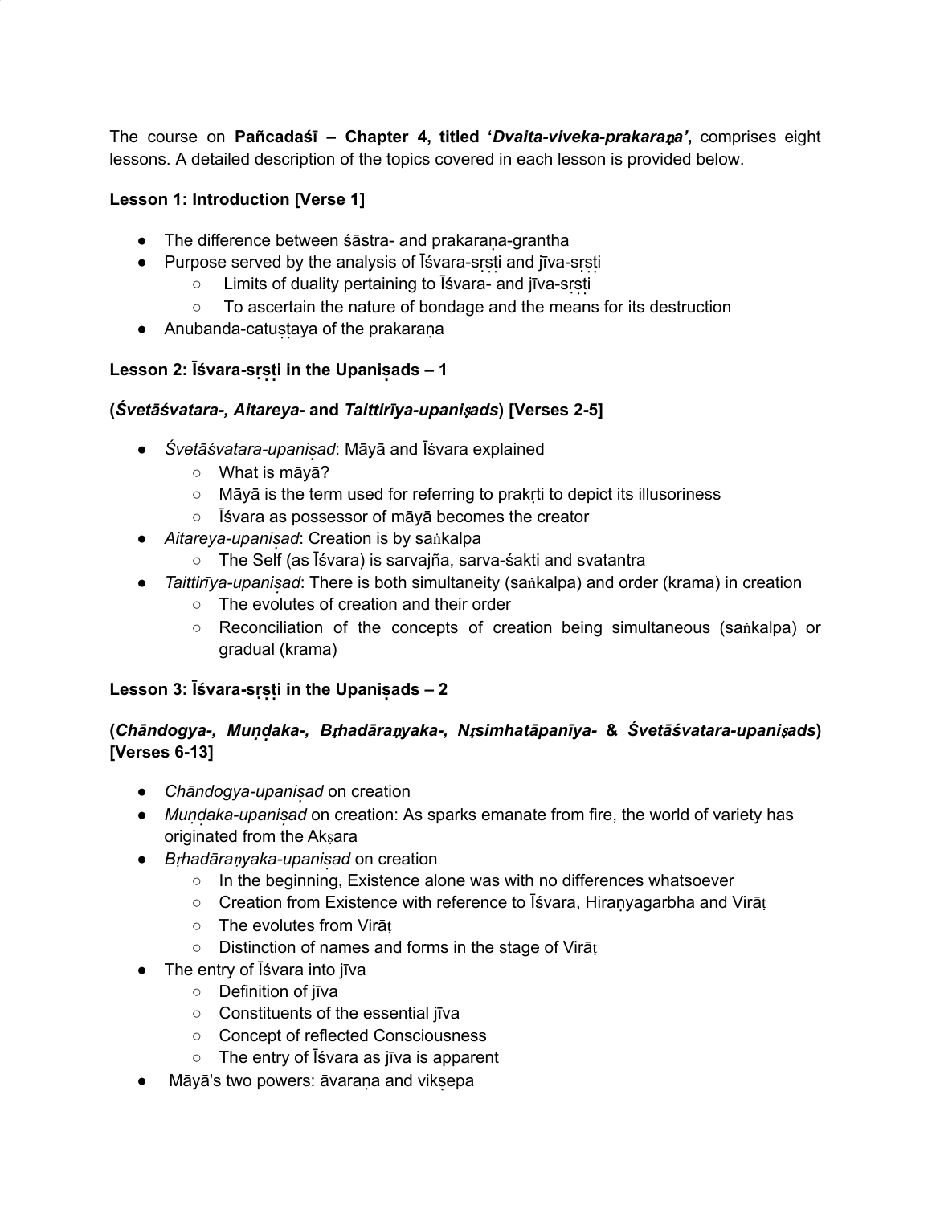The course on **Pañcadaśī – Chapter 4, titled '*Dvaita-viveka-prakaraṇa*',** comprises eight lessons. A detailed description of the topics covered in each lesson is provided below.

**Lesson 1: Introduction [Verse 1]**

- The difference between śāstra- and prakaraṇa-grantha
- Purpose served by the analysis of Īśvara-sṛṣṭi and jīva-sṛṣṭi
  - Limits of duality pertaining to Īśvara- and jīva-sṛṣṭi
  - To ascertain the nature of bondage and the means for its destruction
- Anubanda-catuṣṭaya of the prakaraṇa

**Lesson 2: Īśvara-sṛṣṭi in the Upaniṣads – 1**

**(*Śvetāśvatara-*, *Aitareya-* and *Taittirīya-upaniṣads*) [Verses 2-5]**

- *Śvetāśvatara-upaniṣad*: Māyā and Īśvara explained
  - What is māyā?
  - Māyā is the term used for referring to prakṛti to depict its illusoriness
  - Īśvara as possessor of māyā becomes the creator
- *Aitareya-upaniṣad*: Creation is by saṅkalpa
  - The Self (as Īśvara) is sarvajña, sarva-śakti and svatantra
- *Taittirīya-upaniṣad*: There is both simultaneity (saṅkalpa) and order (krama) in creation
  - The evolutes of creation and their order
  - Reconciliation of the concepts of creation being simultaneous (saṅkalpa) or gradual (krama)

**Lesson 3: Īśvara-sṛṣṭi in the Upaniṣads – 2**

**(*Chāndogya-*, *Muṇḍaka-*, *Bṛhadāraṇyaka-*, *Nṛsimhatāpanīya-* & *Śvetāśvatara-upaniṣads*) [Verses 6-13]**

- *Chāndogya-upaniṣad* on creation
- *Muṇḍaka-upaniṣad* on creation: As sparks emanate from fire, the world of variety has originated from the Akṣara
- *Bṛhadāraṇyaka-upaniṣad* on creation
  - In the beginning, Existence alone was with no differences whatsoever
  - Creation from Existence with reference to Īśvara, Hiraṇyagarbha and Virāṭ
  - The evolutes from Virāṭ
  - Distinction of names and forms in the stage of Virāṭ
- The entry of Īśvara into jīva
  - Definition of jīva
  - Constituents of the essential jīva
  - Concept of reflected Consciousness
  - The entry of Īśvara as jīva is apparent
- Māyā's two powers: āvaraṇa and vikṣepa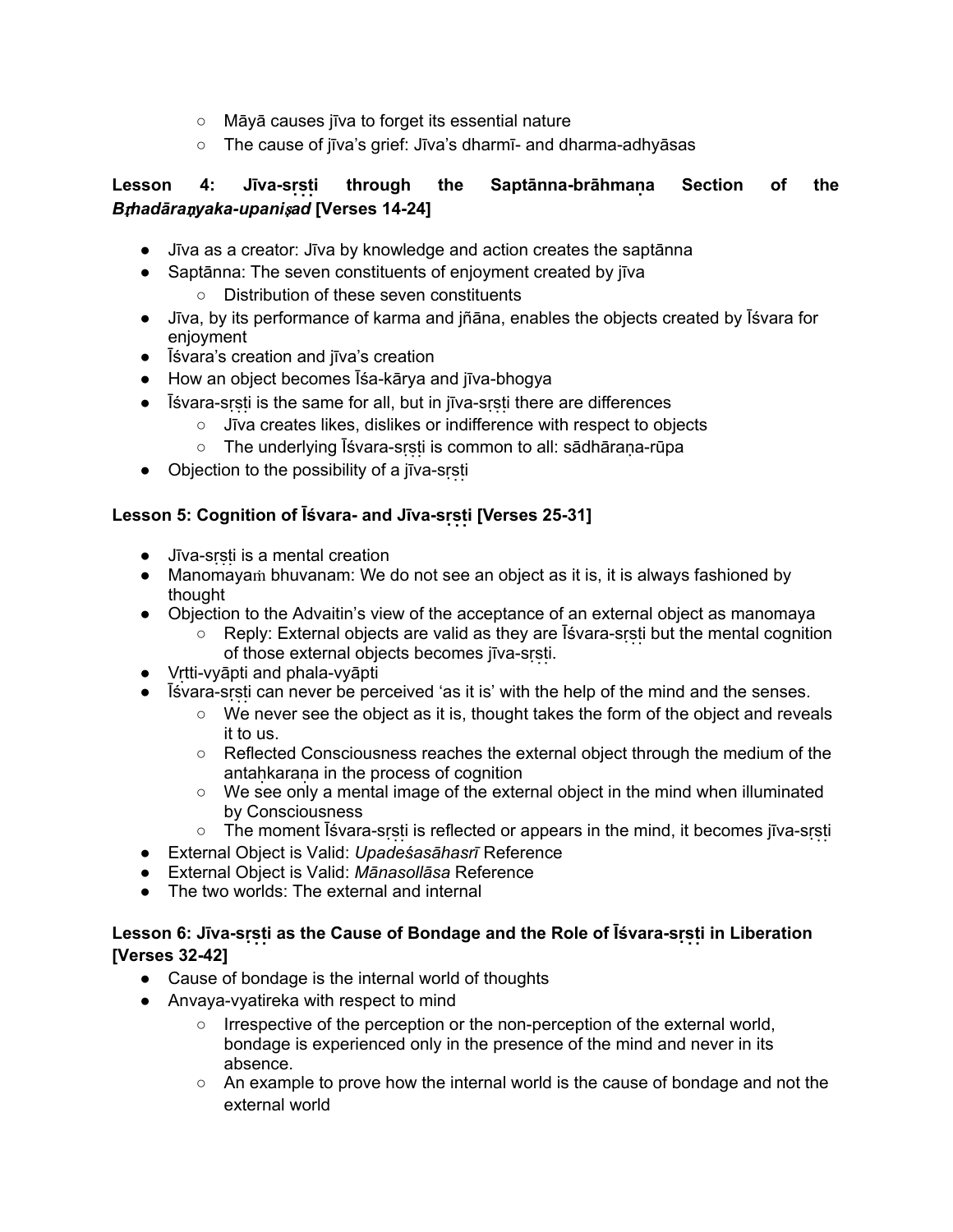- Māyā causes jīva to forget its essential nature
    - The cause of jīva's grief: Jīva's dharmī- and dharma-adhyāsas

**Lesson 4: Jīva-sṛṣṭi through the Saptānna-brāhmaṇa Section of the *Bṛhadāraṇyaka-upaniṣad* [Verses 14-24]**

- Jīva as a creator: Jīva by knowledge and action creates the saptānna
- Saptānna: The seven constituents of enjoyment created by jīva
    - Distribution of these seven constituents
- Jīva, by its performance of karma and jñāna, enables the objects created by Īśvara for enjoyment
- Īśvara's creation and jīva's creation
- How an object becomes Īśa-kārya and jīva-bhogya
- Īśvara-sṛṣṭi is the same for all, but in jīva-sṛṣṭi there are differences
    - Jīva creates likes, dislikes or indifference with respect to objects
    - The underlying Īśvara-sṛṣṭi is common to all: sādhāraṇa-rūpa
- Objection to the possibility of a jīva-sṛṣṭi

**Lesson 5: Cognition of Īśvara- and Jīva-sṛṣṭi [Verses 25-31]**

- Jīva-sṛṣṭi is a mental creation
- Manomayaṁ bhuvanam: We do not see an object as it is, it is always fashioned by thought
- Objection to the Advaitin's view of the acceptance of an external object as manomaya
    - Reply: External objects are valid as they are Īśvara-sṛṣṭi but the mental cognition of those external objects becomes jīva-sṛṣṭi.
- Vṛtti-vyāpti and phala-vyāpti
- Īśvara-sṛṣṭi can never be perceived 'as it is' with the help of the mind and the senses.
    - We never see the object as it is, thought takes the form of the object and reveals it to us.
    - Reflected Consciousness reaches the external object through the medium of the antaḥkaraṇa in the process of cognition
    - We see only a mental image of the external object in the mind when illuminated by Consciousness
    - The moment Īśvara-sṛṣṭi is reflected or appears in the mind, it becomes jīva-sṛṣṭi
- External Object is Valid: *Upadeśasāhasrī* Reference
- External Object is Valid: *Mānasollāsa* Reference
- The two worlds: The external and internal

**Lesson 6: Jīva-sṛṣṭi as the Cause of Bondage and the Role of Īśvara-sṛṣṭi in Liberation [Verses 32-42]**

- Cause of bondage is the internal world of thoughts
- Anvaya-vyatireka with respect to mind
    - Irrespective of the perception or the non-perception of the external world, bondage is experienced only in the presence of the mind and never in its absence.
    - An example to prove how the internal world is the cause of bondage and not the external world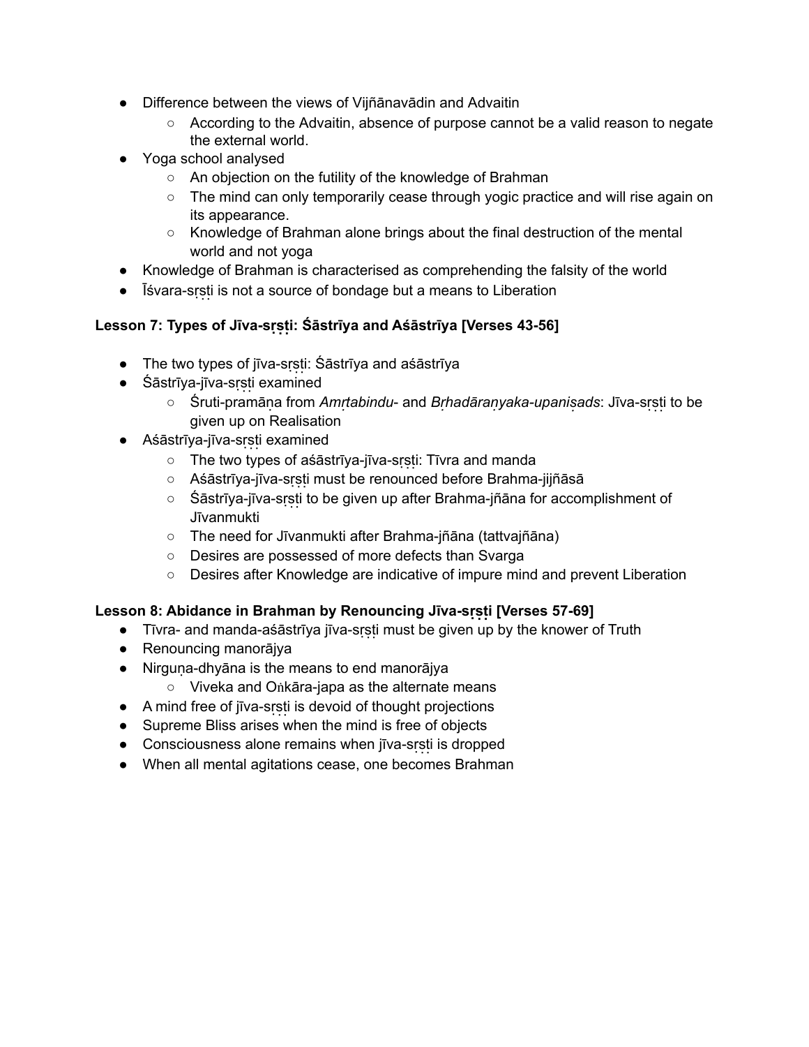- Difference between the views of Vijñānavādin and Advaitin
    - According to the Advaitin, absence of purpose cannot be a valid reason to negate the external world.
- Yoga school analysed
    - An objection on the futility of the knowledge of Brahman
    - The mind can only temporarily cease through yogic practice and will rise again on its appearance.
    - Knowledge of Brahman alone brings about the final destruction of the mental world and not yoga
- Knowledge of Brahman is characterised as comprehending the falsity of the world
- Īśvara-sṛṣṭi is not a source of bondage but a means to Liberation

**Lesson 7: Types of Jīva-sṛṣṭi: Śāstrīya and Aśāstrīya [Verses 43-56]**

- The two types of jīva-sṛṣṭi: Śāstrīya and aśāstrīya
- Śāstrīya-jīva-sṛṣṭi examined
    - Śruti-pramāṇa from *Amṛtabindu*- and *Bṛhadāraṇyaka-upaniṣads*: Jīva-sṛṣṭi to be given up on Realisation
- Aśāstrīya-jīva-sṛṣṭi examined
    - The two types of aśāstrīya-jīva-sṛṣṭi: Tīvra and manda
    - Aśāstrīya-jīva-sṛṣṭi must be renounced before Brahma-jijñāsā
    - Śāstrīya-jīva-sṛṣṭi to be given up after Brahma-jñāna for accomplishment of Jīvanmukti
    - The need for Jīvanmukti after Brahma-jñāna (tattvajñāna)
    - Desires are possessed of more defects than Svarga
    - Desires after Knowledge are indicative of impure mind and prevent Liberation

**Lesson 8: Abidance in Brahman by Renouncing Jīva-sṛṣṭi [Verses 57-69]**

- Tīvra- and manda-aśāstrīya jīva-sṛṣṭi must be given up by the knower of Truth
- Renouncing manorājya
- Nirguṇa-dhyāna is the means to end manorājya
    - Viveka and Oṅkāra-japa as the alternate means
- A mind free of jīva-sṛṣṭi is devoid of thought projections
- Supreme Bliss arises when the mind is free of objects
- Consciousness alone remains when jīva-sṛṣṭi is dropped
- When all mental agitations cease, one becomes Brahman